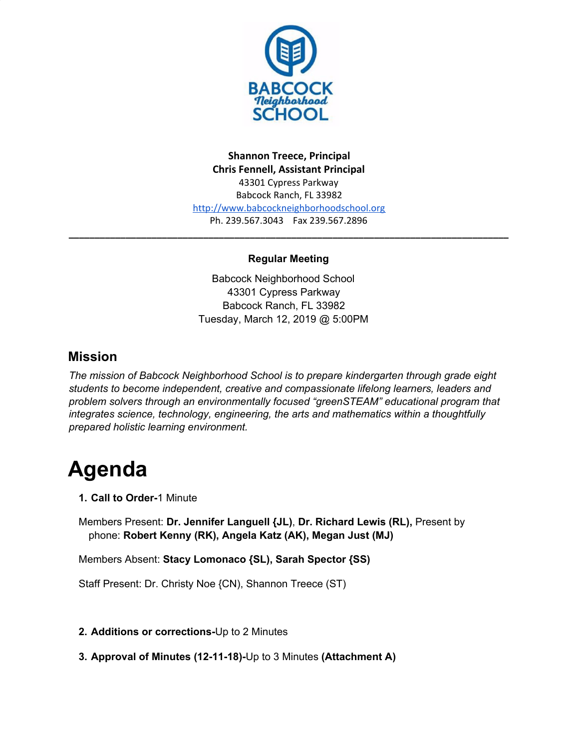**Shannon Treece, Principal**
**Chris Fennell, Assistant Principal**
43301 Cypress Parkway
Babcock Ranch, FL 33982
http://www.babcockneighborhoodschool.org
Ph. 239.567.3043 Fax 239.567.2896

---

**Regular Meeting**

Babcock Neighborhood School
43301 Cypress Parkway
Babcock Ranch, FL 33982
Tuesday, March 12, 2019 @ 5:00PM

## Mission

*The mission of Babcock Neighborhood School is to prepare kindergarten through grade eight students to become independent, creative and compassionate lifelong learners, leaders and problem solvers through an environmentally focused "greenSTEAM" educational program that integrates science, technology, engineering, the arts and mathematics within a thoughtfully prepared holistic learning environment.*

# Agenda

1. **Call to Order-**1 Minute

Members Present: **Dr. Jennifer Languell {JL}**, **Dr. Richard Lewis (RL),** Present by phone: **Robert Kenny (RK), Angela Katz (AK), Megan Just (MJ)**

Members Absent: **Stacy Lomonaco {SL), Sarah Spector {SS)**

Staff Present: Dr. Christy Noe {CN), Shannon Treece (ST)

2. **Additions or corrections-**Up to 2 Minutes

3. **Approval of Minutes (12-11-18)-**Up to 3 Minutes **(Attachment A)**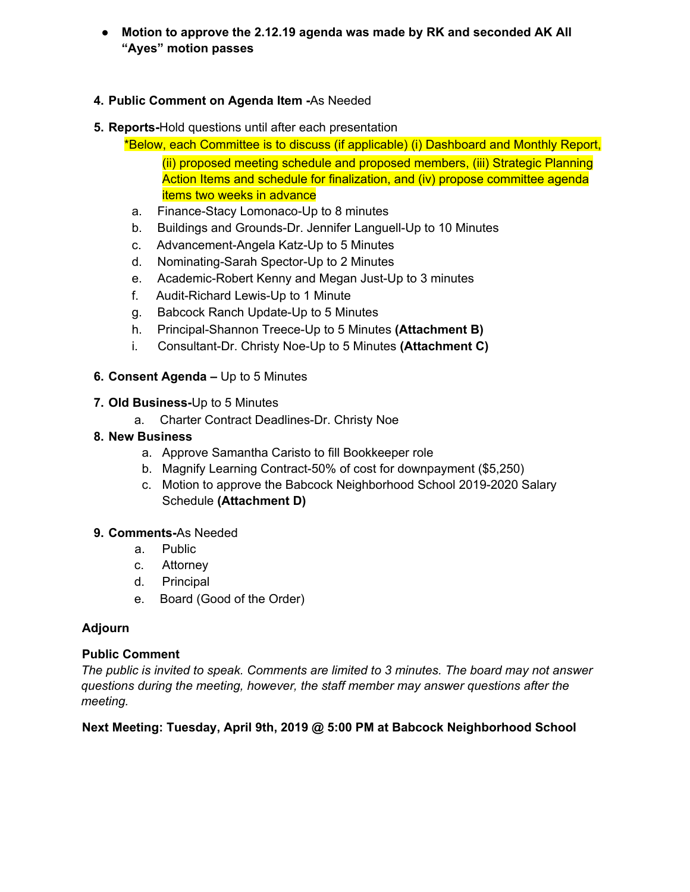- **Motion to approve the 2.12.19 agenda was made by RK and seconded AK All "Ayes" motion passes**

4. **Public Comment on Agenda Item -**As Needed
5. **Reports-**Hold questions until after each presentation

   *Below, each Committee is to discuss (if applicable) (i) Dashboard and Monthly Report, (ii) proposed meeting schedule and proposed members, (iii) Strategic Planning Action Items and schedule for finalization, and (iv) propose committee agenda items two weeks in advance

   a. Finance-Stacy Lomonaco-Up to 8 minutes
   b. Buildings and Grounds-Dr. Jennifer Languell-Up to 10 Minutes
   c. Advancement-Angela Katz-Up to 5 Minutes
   d. Nominating-Sarah Spector-Up to 2 Minutes
   e. Academic-Robert Kenny and Megan Just-Up to 3 minutes
   f. Audit-Richard Lewis-Up to 1 Minute
   g. Babcock Ranch Update-Up to 5 Minutes
   h. Principal-Shannon Treece-Up to 5 Minutes **(Attachment B)**
   i. Consultant-Dr. Christy Noe-Up to 5 Minutes **(Attachment C)**

6. **Consent Agenda –** Up to 5 Minutes
7. **Old Business-**Up to 5 Minutes
   a. Charter Contract Deadlines-Dr. Christy Noe
8. **New Business**
   a. Approve Samantha Caristo to fill Bookkeeper role
   b. Magnify Learning Contract-50% of cost for downpayment ($5,250)
   c. Motion to approve the Babcock Neighborhood School 2019-2020 Salary Schedule **(Attachment D)**
9. **Comments-**As Needed
   a. Public
   c. Attorney
   d. Principal
   e. Board (Good of the Order)

**Adjourn**

**Public Comment**

*The public is invited to speak. Comments are limited to 3 minutes. The board may not answer questions during the meeting, however, the staff member may answer questions after the meeting.*

**Next Meeting: Tuesday, April 9th, 2019 @ 5:00 PM at Babcock Neighborhood School**